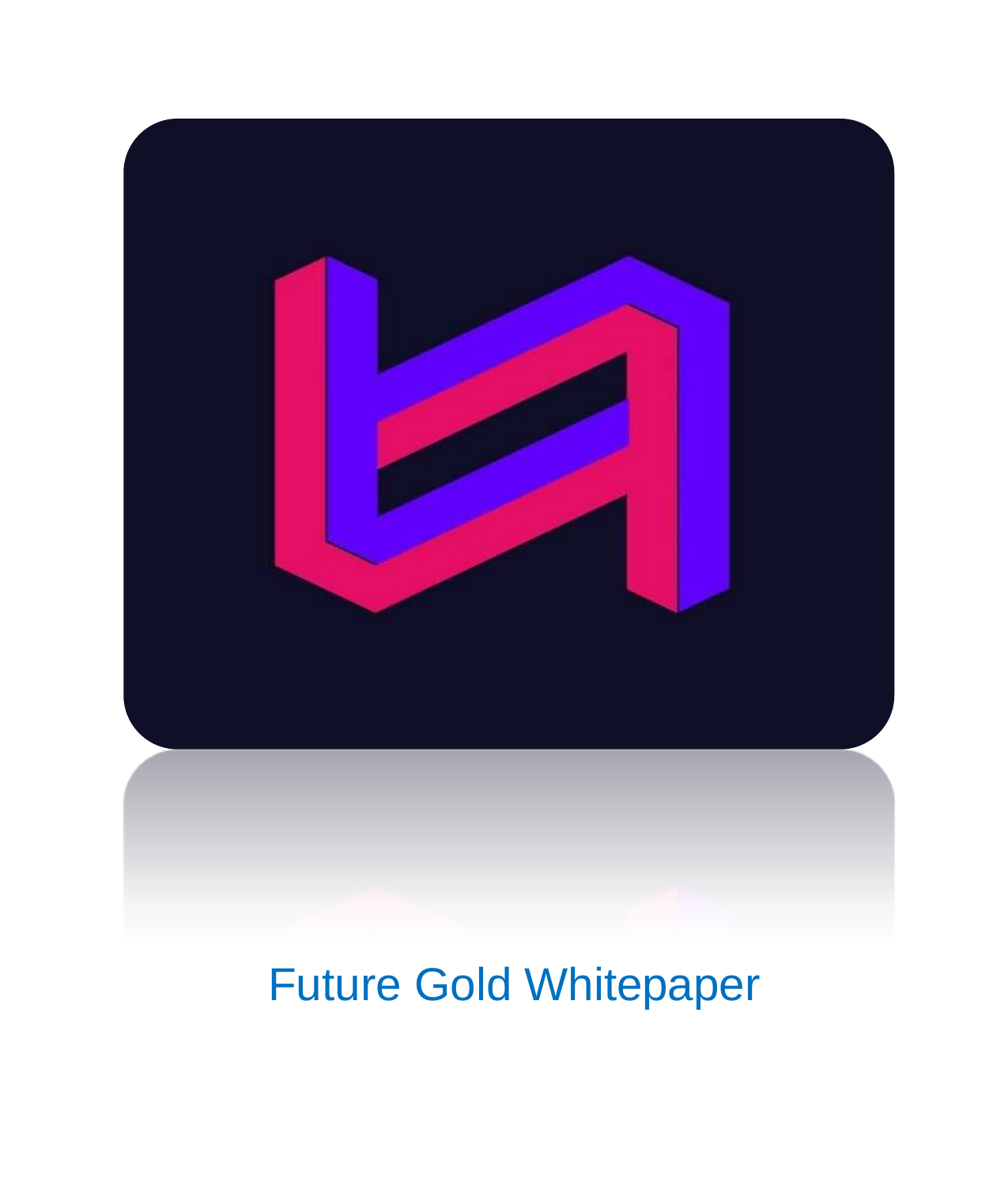Future Gold Whitepaper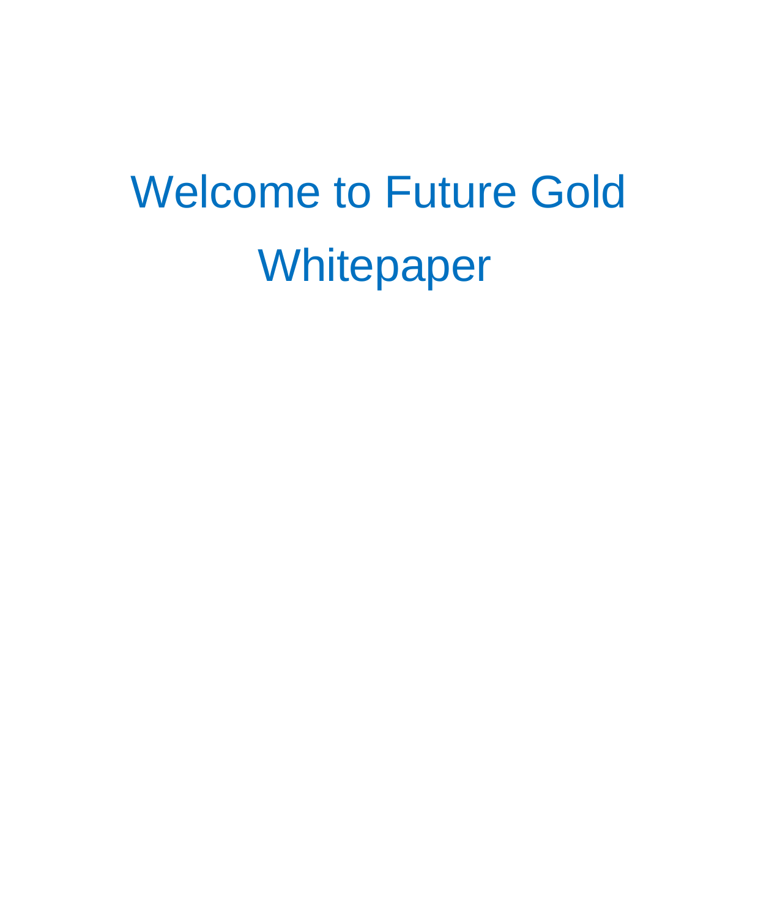# Welcome to Future Gold Whitepaper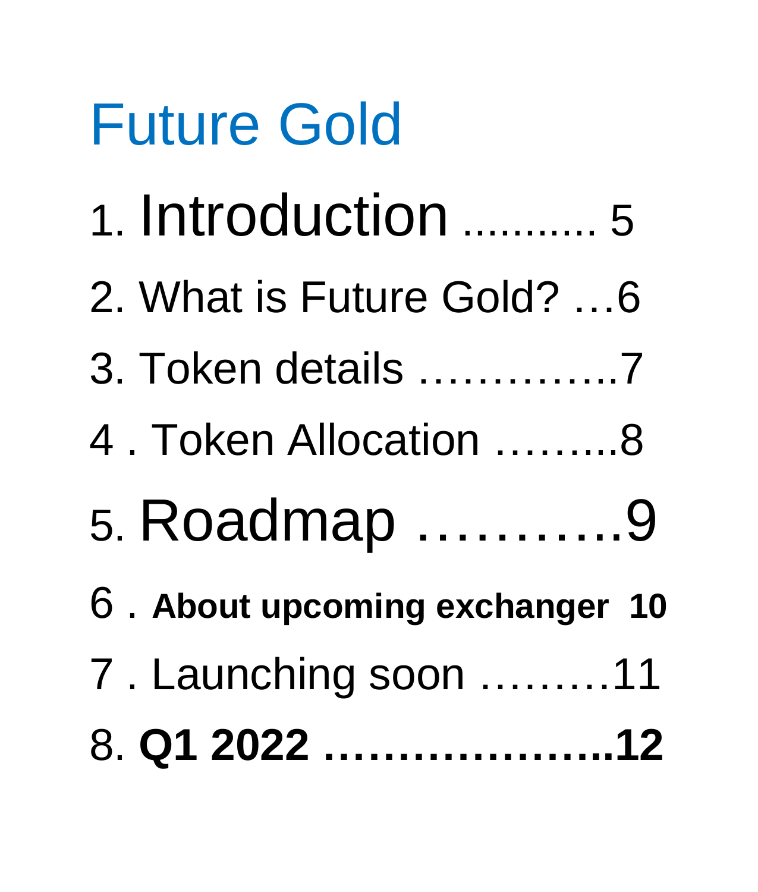# Future Gold

1. Introduction ........... 5
2. What is Future Gold? …6
3. Token details …………..7
4. Token Allocation ……...8
5. Roadmap ………..9
6. **About upcoming exchanger 10**
7. Launching soon ………11
8. **Q1 2022 ………………..12**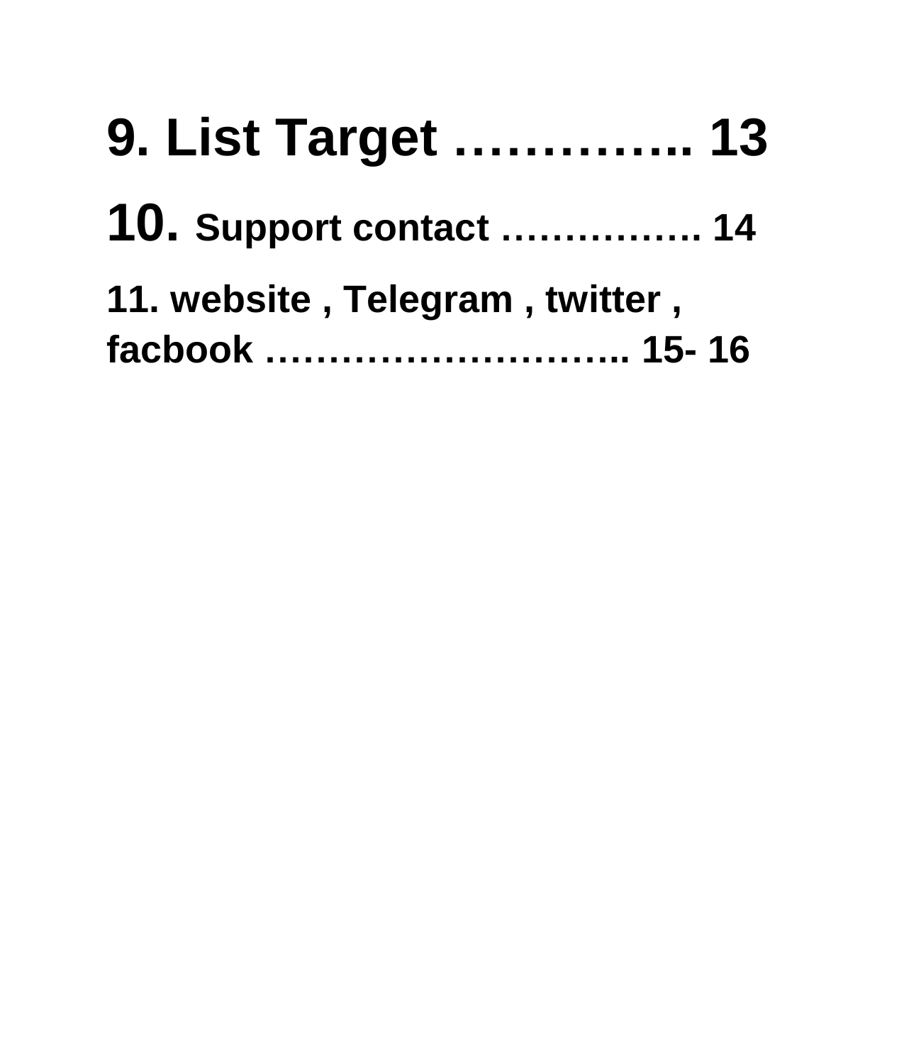**9. List Target ………….. 13**

**10. Support contact ……………. 14**

**11. website , Telegram , twitter , facbook ……………………….. 15- 16**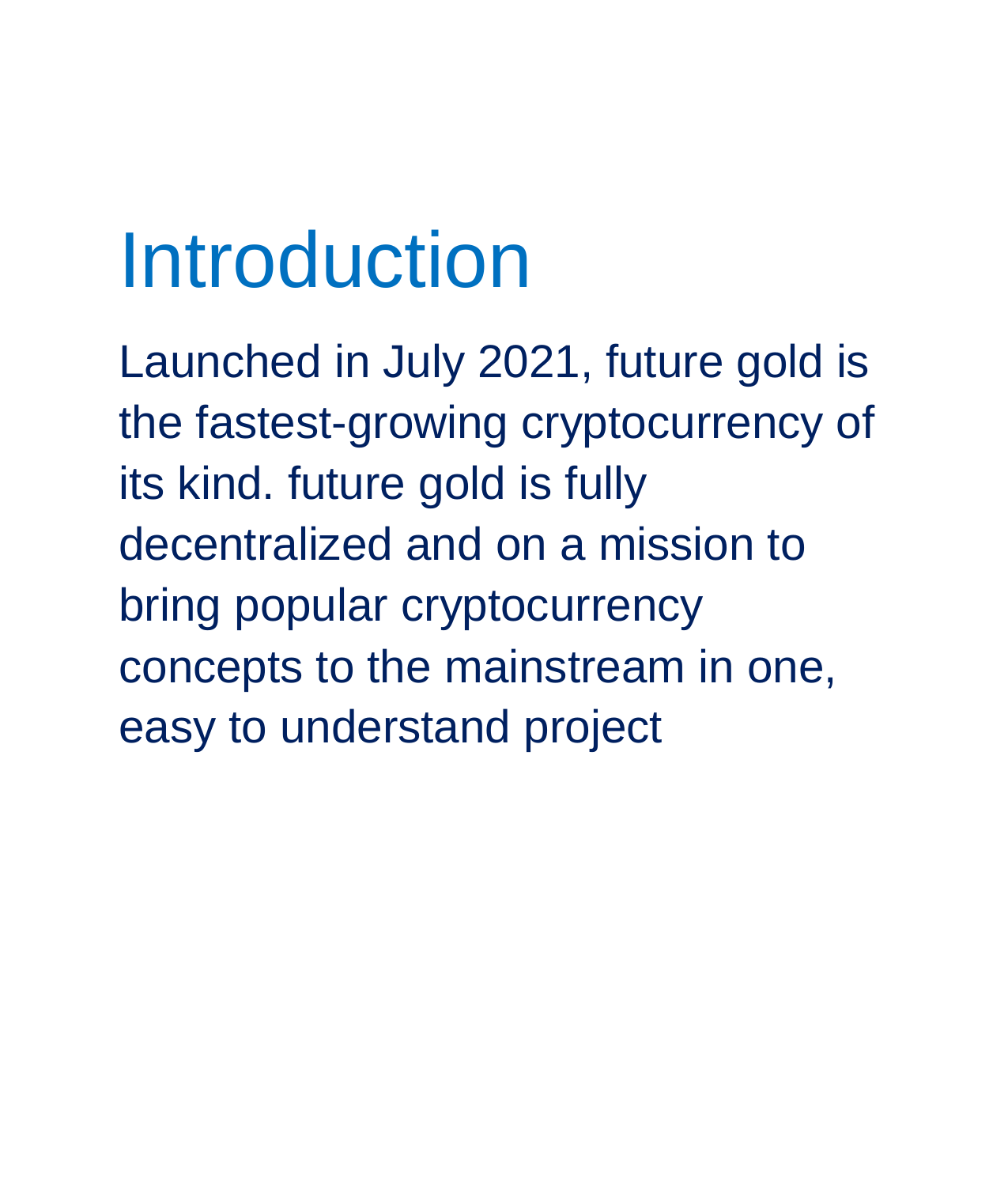# Introduction

Launched in July 2021, future gold is the fastest-growing cryptocurrency of its kind. future gold is fully decentralized and on a mission to bring popular cryptocurrency concepts to the mainstream in one, easy to understand project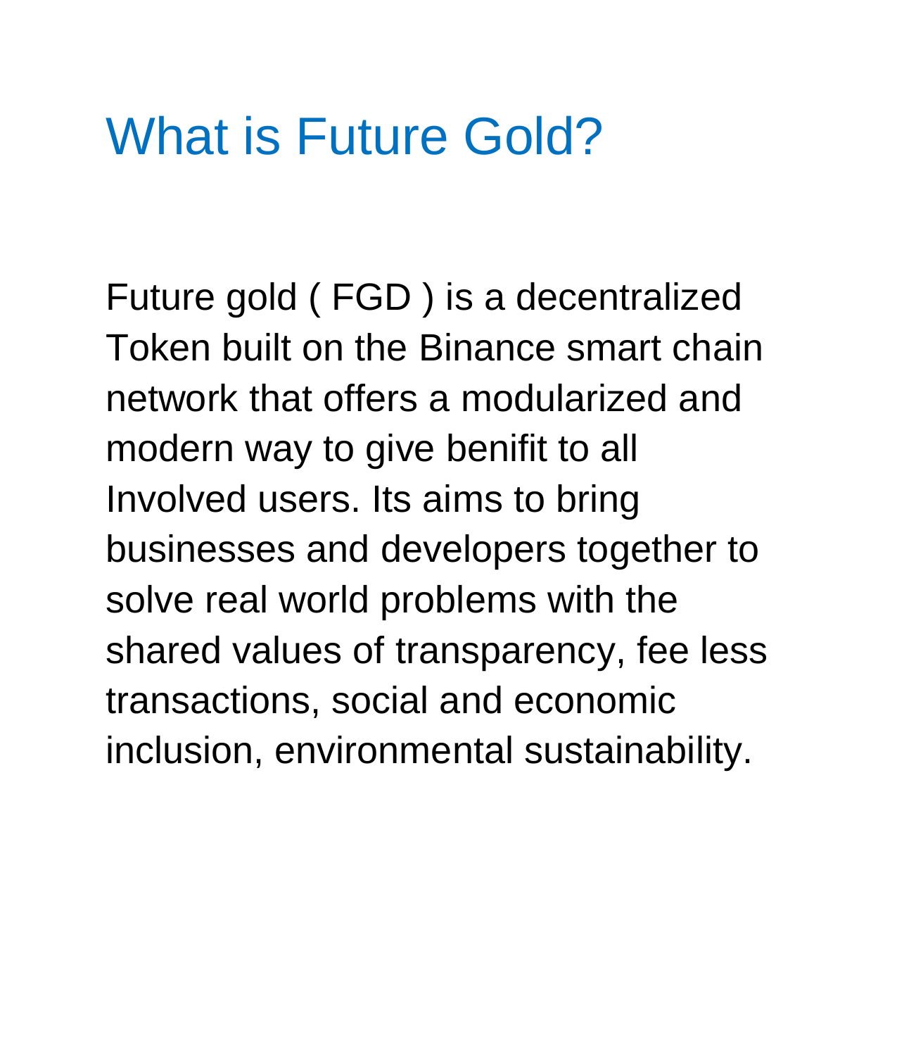# What is Future Gold?

Future gold ( FGD ) is a decentralized Token built on the Binance smart chain network that offers a modularized and modern way to give benifit to all Involved users. Its aims to bring businesses and developers together to solve real world problems with the shared values of transparency, fee less transactions, social and economic inclusion, environmental sustainability.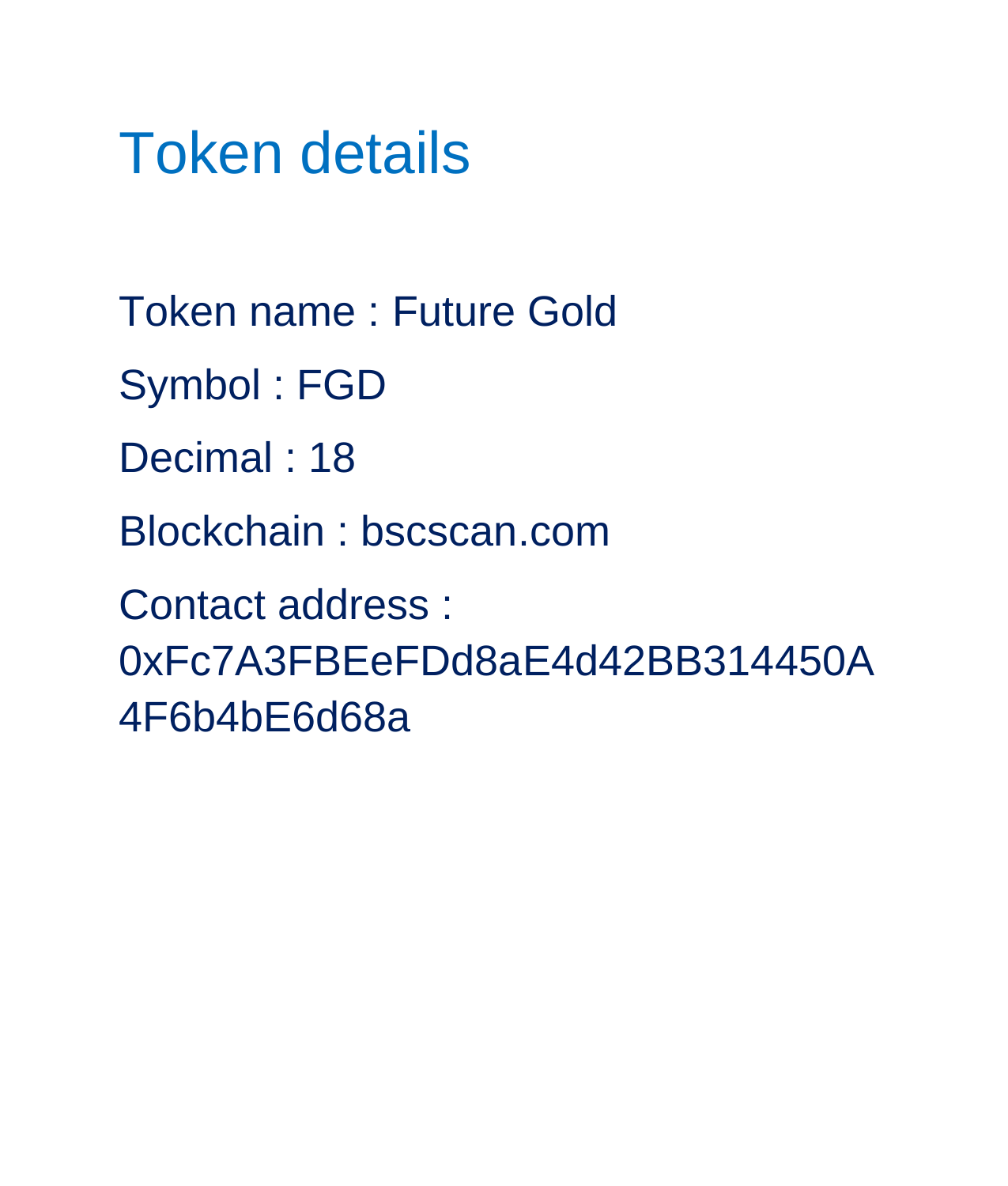# Token details

Token name : Future Gold

Symbol : FGD

Decimal : 18

Blockchain : bscscan.com

Contact address : 0xFc7A3FBEeFDd8aE4d42BB314450A4F6b4bE6d68a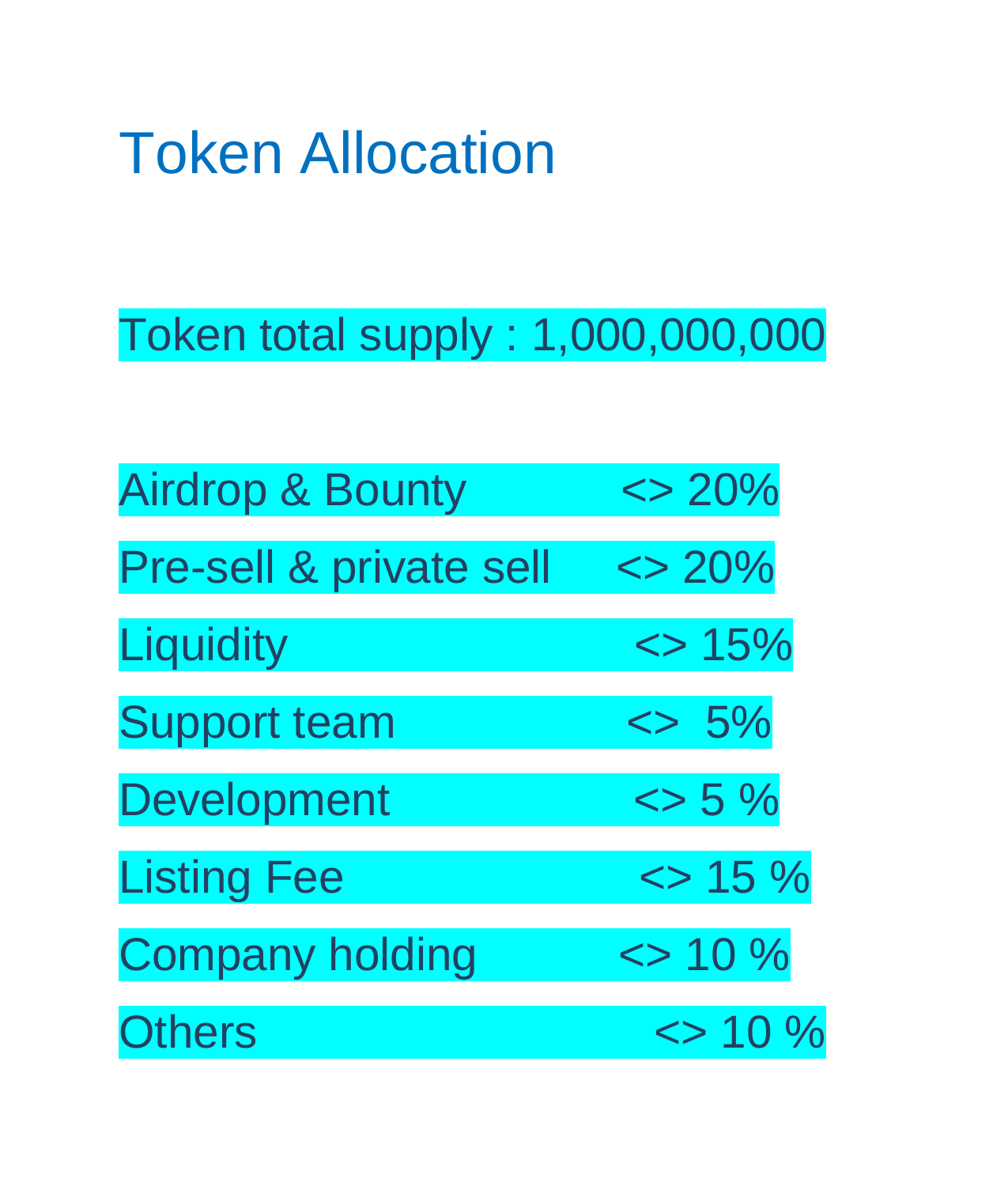# Token Allocation

Token total supply : 1,000,000,000

Airdrop & Bounty <> 20%

Pre-sell & private sell <> 20%

Liquidity <> 15%

Support team <> 5%

Development <> 5 %

Listing Fee <> 15 %

Company holding <> 10 %

Others <> 10 %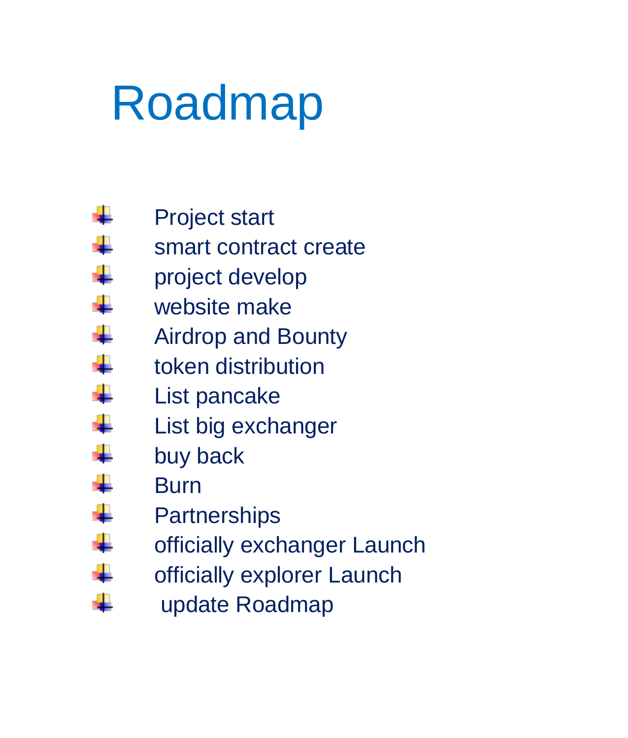# Roadmap

- Project start
- smart contract create
- project develop
- website make
- Airdrop and Bounty
- token distribution
- List pancake
- List big exchanger
- buy back
- Burn
- Partnerships
- officially exchanger Launch
- officially explorer Launch
- update Roadmap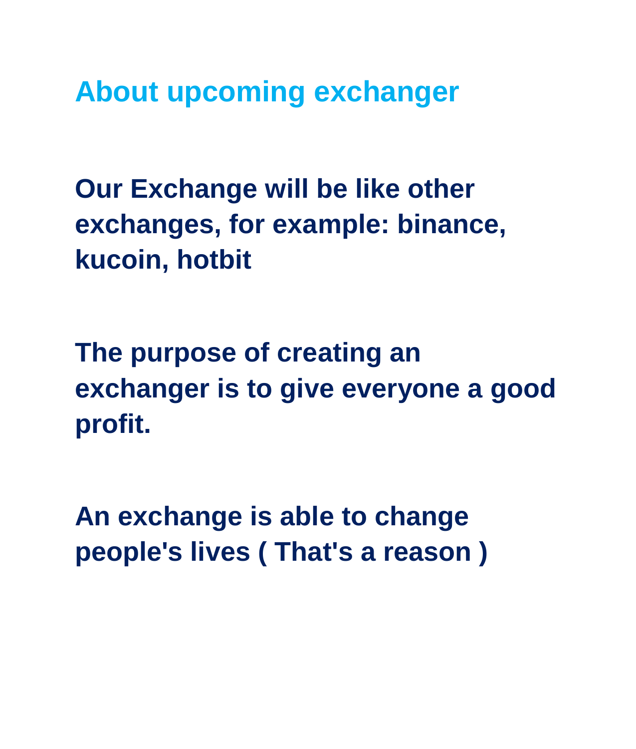## About upcoming exchanger

**Our Exchange will be like other exchanges, for example: binance, kucoin, hotbit**

**The purpose of creating an exchanger is to give everyone a good profit.**

**An exchange is able to change people's lives ( That's a reason )**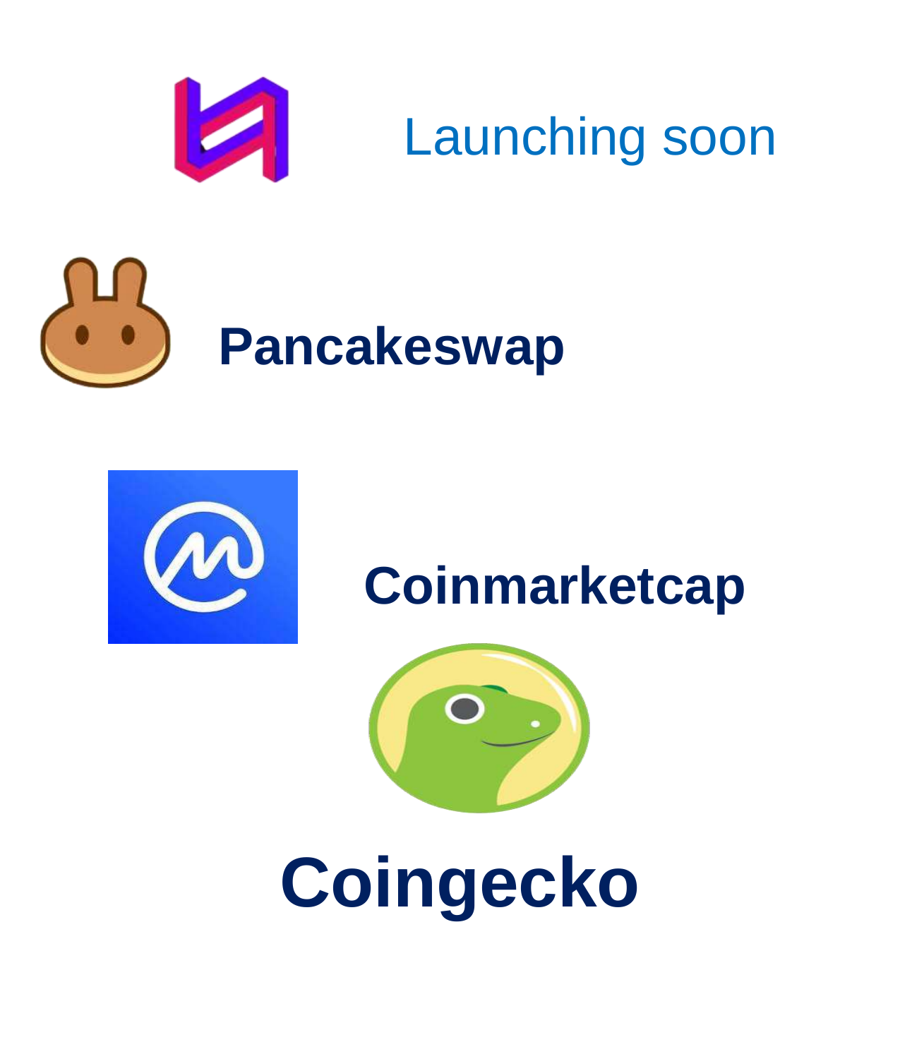Launching soon

**Pancakeswap**

**Coinmarketcap**

**Coingecko**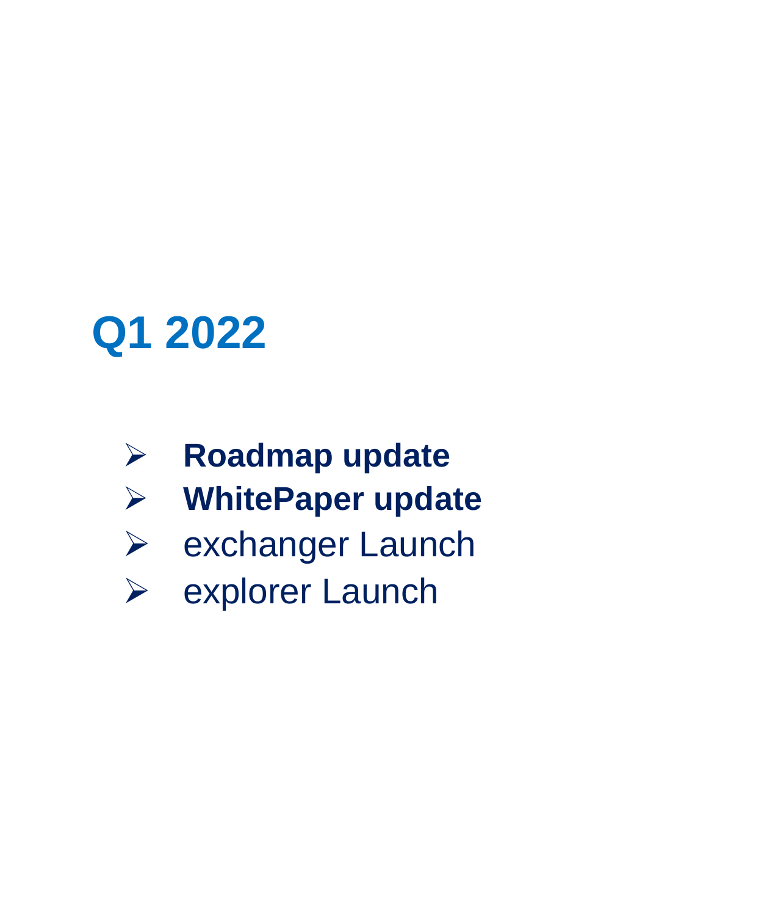## Q1 2022

- **Roadmap update**
- **WhitePaper update**
- exchanger Launch
- explorer Launch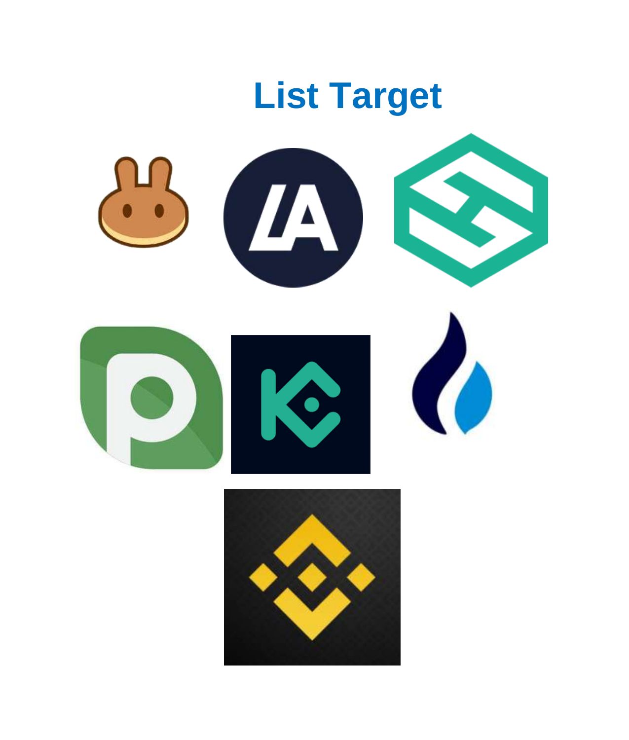# List Target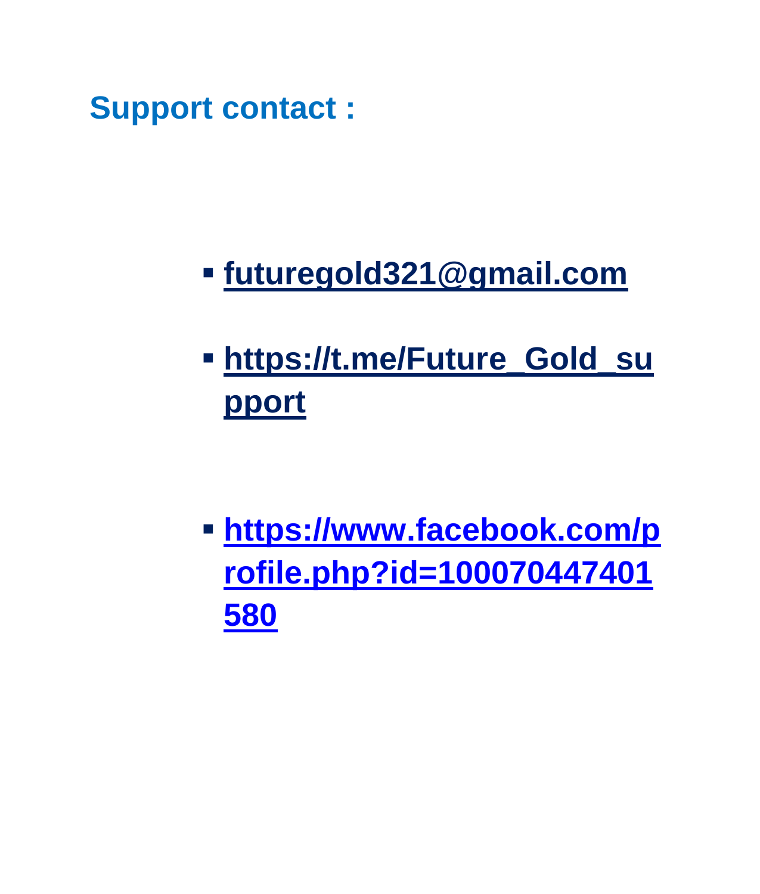## Support contact :

- futuregold321@gmail.com
- https://t.me/Future_Gold_support
- https://www.facebook.com/profile.php?id=100070447401580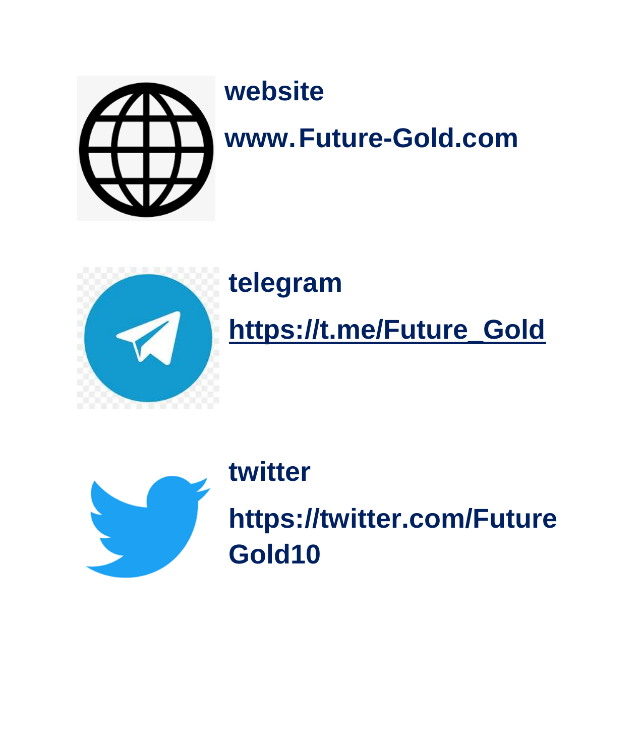**website**

**www.Future-Gold.com**

**telegram**

**https://t.me/Future_Gold**

**twitter**

**https://twitter.com/FutureGold10**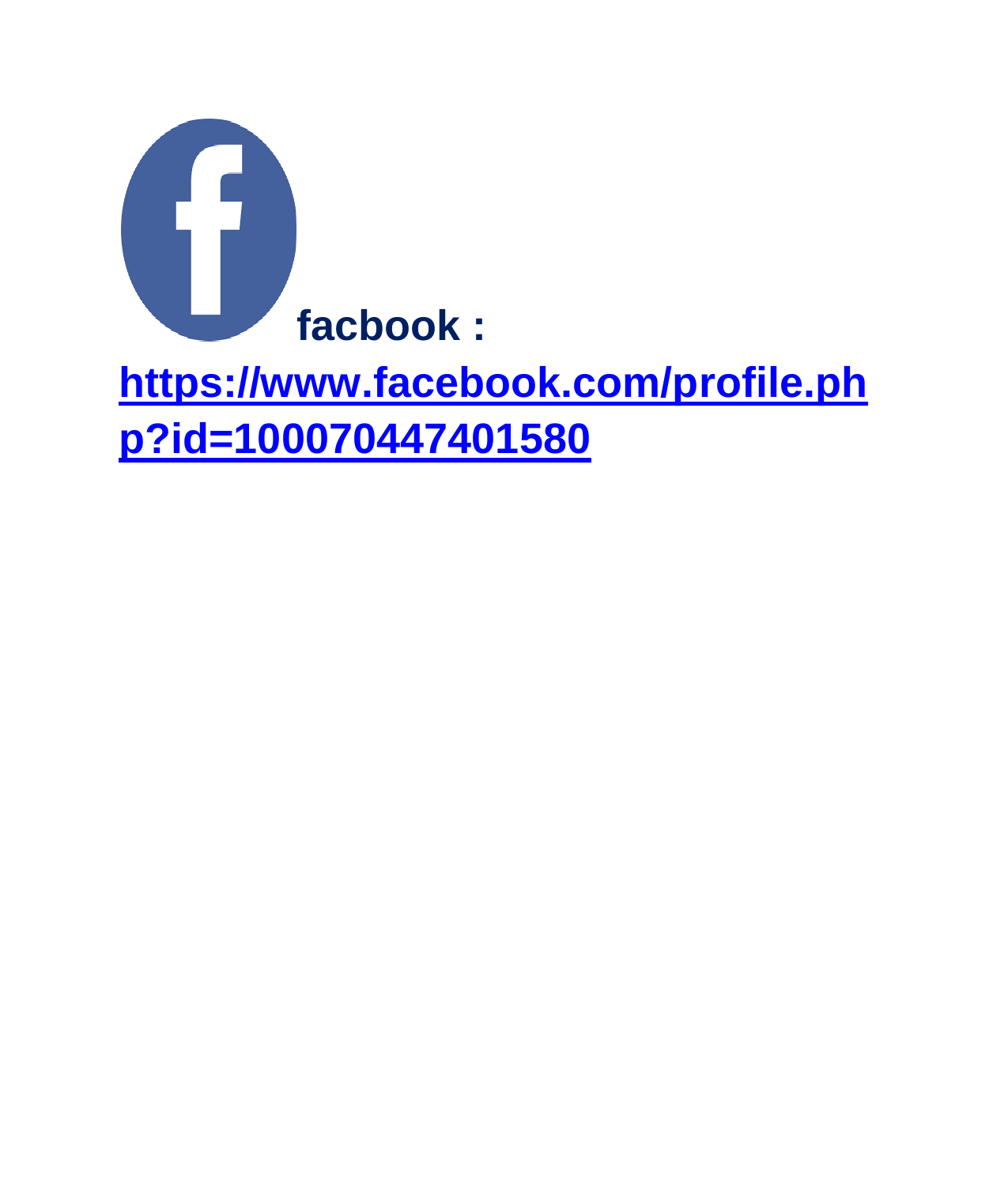**facbook :** **[https://www.facebook.com/profile.php?id=100070447401580](https://www.facebook.com/profile.php?id=100070447401580)**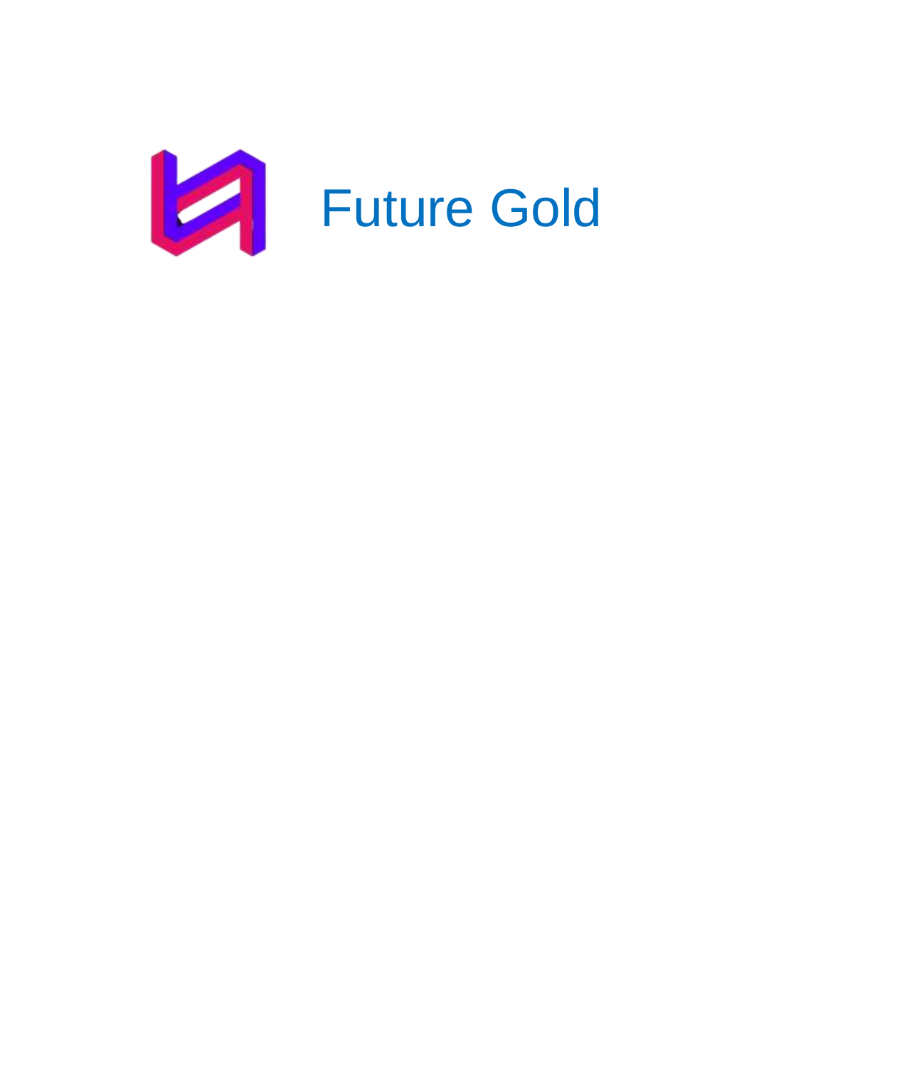Future Gold